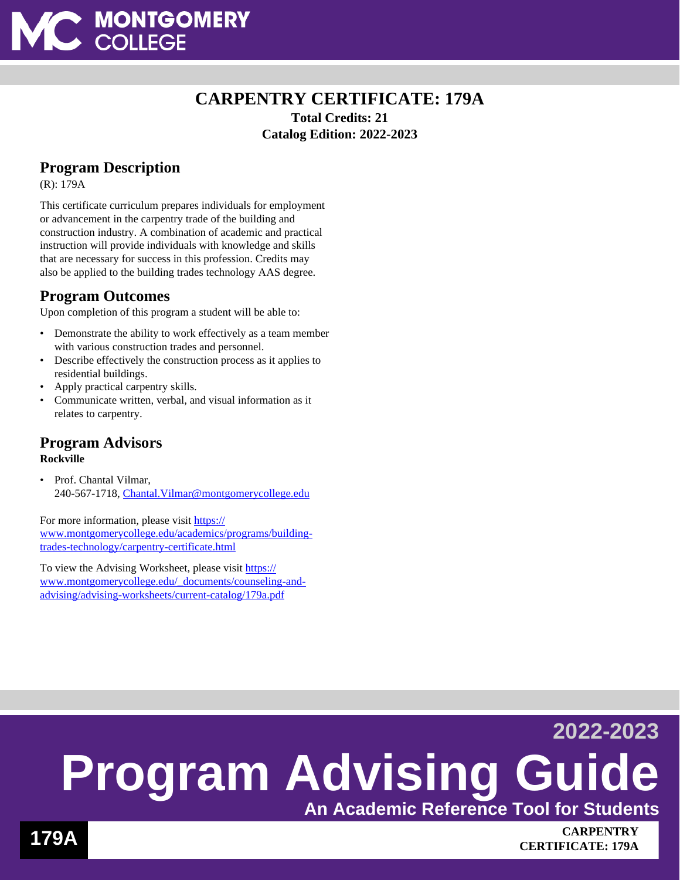# CARPENTRY CERTIFICATE: 179A

**Total Credits: 21**

**Catalog Edition: 2022-2023**

## Program Description

(R): 179A

This certificate curriculum prepares individuals for employment or advancement in the carpentry trade of the building and construction industry. A combination of academic and practical instruction will provide individuals with knowledge and skills that are necessary for success in this profession. Credits may also be applied to the building trades technology AAS degree.

## Program Outcomes

Upon completion of this program a student will be able to:

- Demonstrate the ability to work effectively as a team member with various construction trades and personnel.
- Describe effectively the construction process as it applies to residential buildings.
- Apply practical carpentry skills.
- Communicate written, verbal, and visual information as it relates to carpentry.

## Program Advisors

**Rockville**

- Prof. Chantal Vilmar, 240-567-1718, Chantal.Vilmar@montgomerycollege.edu

For more information, please visit https://www.montgomerycollege.edu/academics/programs/building-trades-technology/carpentry-certificate.html

To view the Advising Worksheet, please visit https://www.montgomerycollege.edu/_documents/counseling-and-advising/advising-worksheets/current-catalog/179a.pdf

2022-2023

# Program Advising Guide

**An Academic Reference Tool for Students**

**179A**

**CARPENTRY CERTIFICATE: 179A**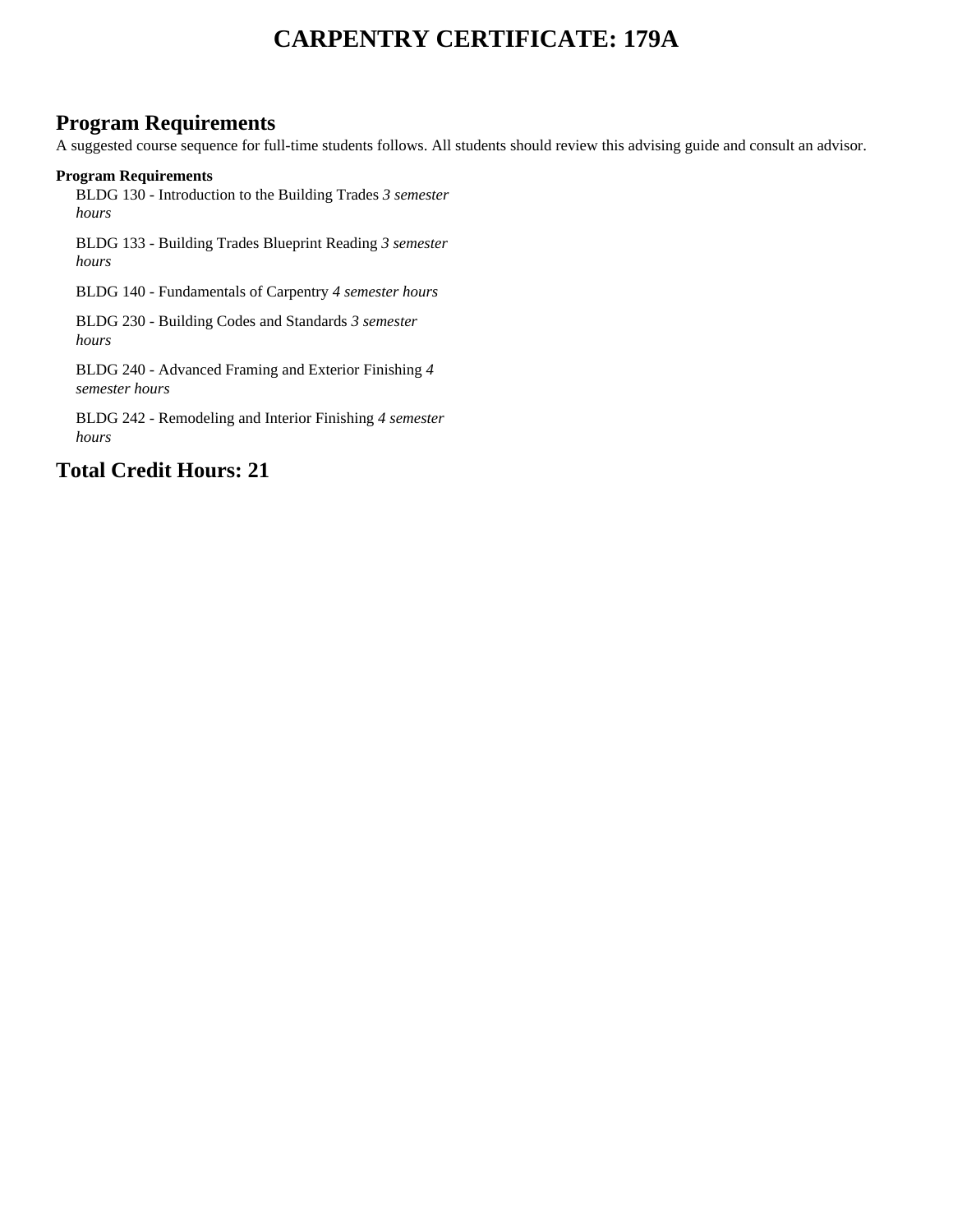# CARPENTRY CERTIFICATE: 179A

## Program Requirements

A suggested course sequence for full-time students follows. All students should review this advising guide and consult an advisor.

**Program Requirements**

- BLDG 130 - Introduction to the Building Trades *3 semester hours*
- BLDG 133 - Building Trades Blueprint Reading *3 semester hours*
- BLDG 140 - Fundamentals of Carpentry *4 semester hours*
- BLDG 230 - Building Codes and Standards *3 semester hours*
- BLDG 240 - Advanced Framing and Exterior Finishing *4 semester hours*
- BLDG 242 - Remodeling and Interior Finishing *4 semester hours*

## Total Credit Hours: 21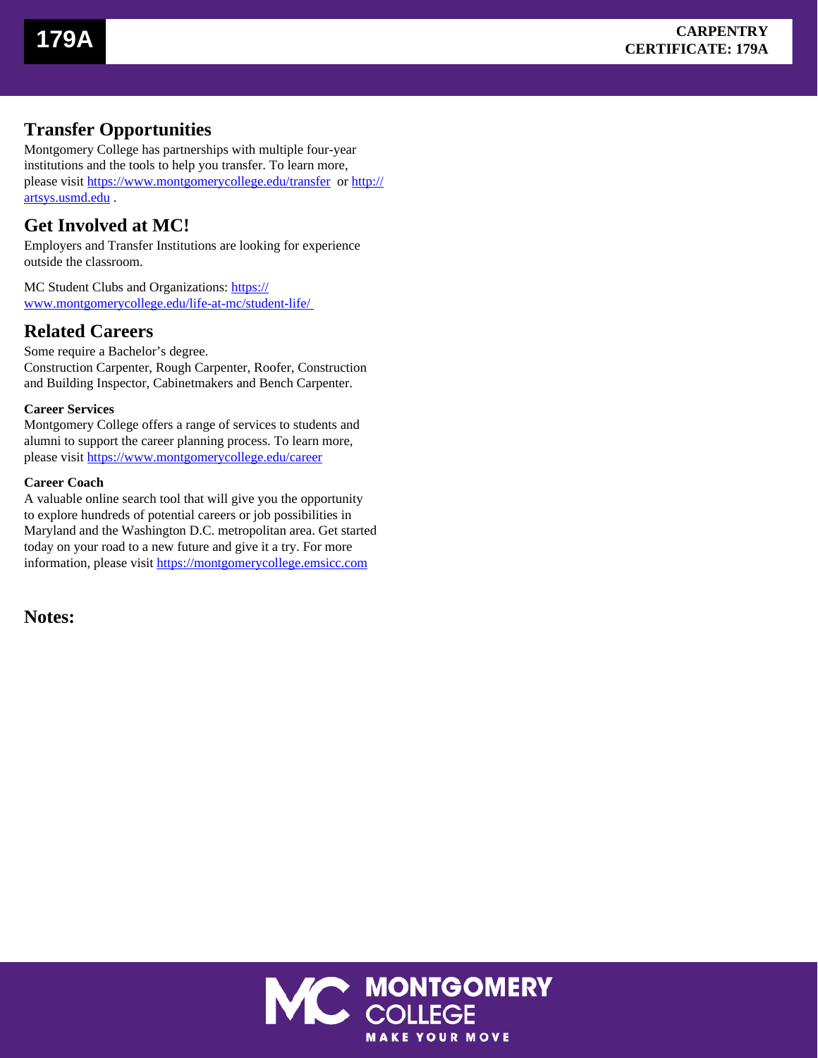## Transfer Opportunities

Montgomery College has partnerships with multiple four-year institutions and the tools to help you transfer. To learn more, please visit https://www.montgomerycollege.edu/transfer or http://artsys.usmd.edu .

## Get Involved at MC!

Employers and Transfer Institutions are looking for experience outside the classroom.

MC Student Clubs and Organizations: https://www.montgomerycollege.edu/life-at-mc/student-life/

## Related Careers

Some require a Bachelor's degree.
Construction Carpenter, Rough Carpenter, Roofer, Construction and Building Inspector, Cabinetmakers and Bench Carpenter.

### Career Services

Montgomery College offers a range of services to students and alumni to support the career planning process. To learn more, please visit https://www.montgomerycollege.edu/career

### Career Coach

A valuable online search tool that will give you the opportunity to explore hundreds of potential careers or job possibilities in Maryland and the Washington D.C. metropolitan area. Get started today on your road to a new future and give it a try. For more information, please visit https://montgomerycollege.emsicc.com

## Notes: